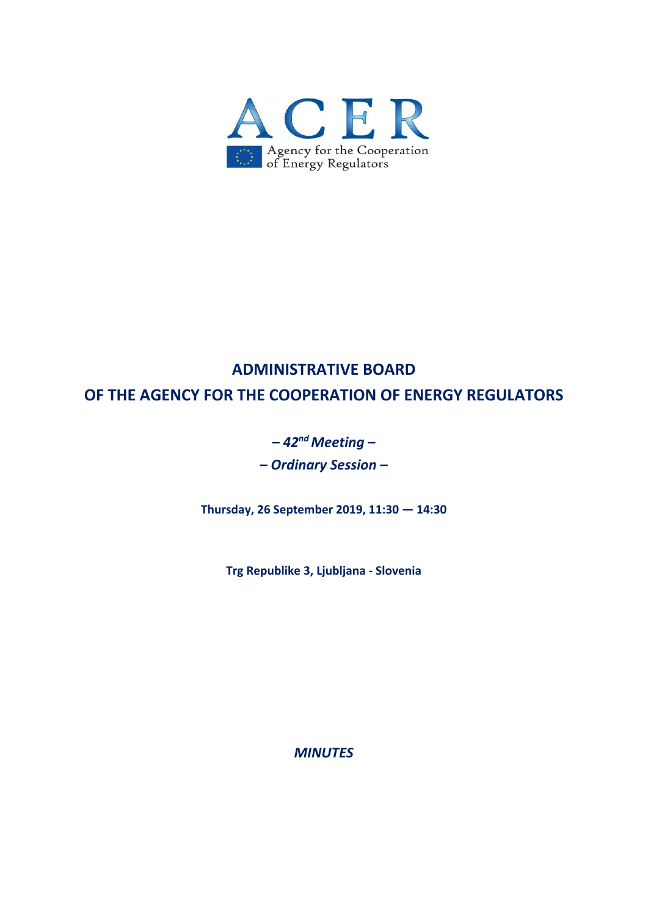ACER

Agency for the Cooperation of Energy Regulators

# ADMINISTRATIVE BOARD OF THE AGENCY FOR THE COOPERATION OF ENERGY REGULATORS

***– 42nd Meeting –***

***– Ordinary Session –***

**Thursday, 26 September 2019, 11:30 — 14:30**

**Trg Republike 3, Ljubljana - Slovenia**

***MINUTES***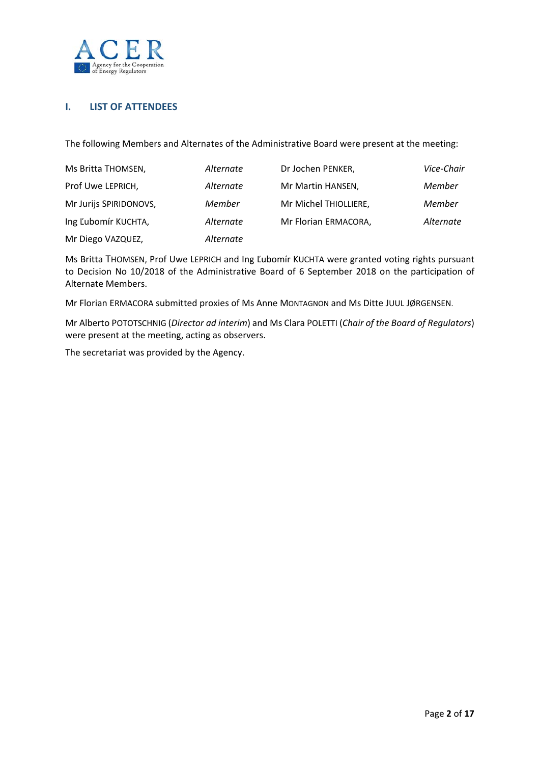## I. LIST OF ATTENDEES

The following Members and Alternates of the Administrative Board were present at the meeting:

| | | | |
|---|---|---|---|
| Ms Britta THOMSEN, | *Alternate* | Dr Jochen PENKER, | *Vice-Chair* |
| Prof Uwe LEPRICH, | *Alternate* | Mr Martin HANSEN, | *Member* |
| Mr Jurijs SPIRIDONOVS, | *Member* | Mr Michel THIOLLIERE, | *Member* |
| Ing Ľubomír KUCHTA, | *Alternate* | Mr Florian ERMACORA, | *Alternate* |
| Mr Diego VAZQUEZ, | *Alternate* | | |

Ms Britta THOMSEN, Prof Uwe LEPRICH and Ing Ľubomír KUCHTA were granted voting rights pursuant to Decision No 10/2018 of the Administrative Board of 6 September 2018 on the participation of Alternate Members.

Mr Florian ERMACORA submitted proxies of Ms Anne MONTAGNON and Ms Ditte JUUL JØRGENSEN.

Mr Alberto POTOTSCHNIG (*Director ad interim*) and Ms Clara POLETTI (*Chair of the Board of Regulators*) were present at the meeting, acting as observers.

The secretariat was provided by the Agency.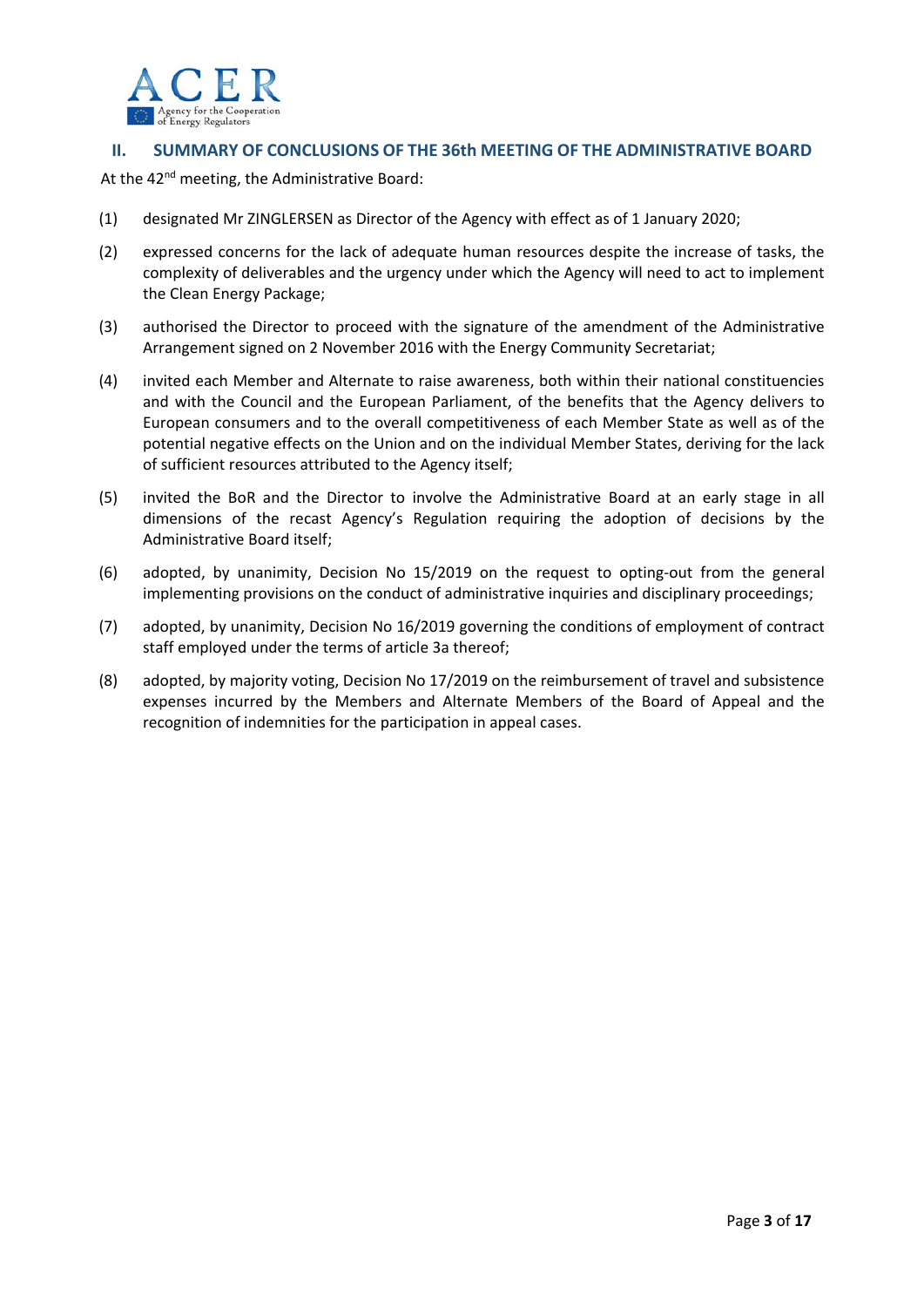## II. SUMMARY OF CONCLUSIONS OF THE 36th MEETING OF THE ADMINISTRATIVE BOARD

At the 42[nd] meeting, the Administrative Board:

(1) designated Mr ZINGLERSEN as Director of the Agency with effect as of 1 January 2020;

(2) expressed concerns for the lack of adequate human resources despite the increase of tasks, the complexity of deliverables and the urgency under which the Agency will need to act to implement the Clean Energy Package;

(3) authorised the Director to proceed with the signature of the amendment of the Administrative Arrangement signed on 2 November 2016 with the Energy Community Secretariat;

(4) invited each Member and Alternate to raise awareness, both within their national constituencies and with the Council and the European Parliament, of the benefits that the Agency delivers to European consumers and to the overall competitiveness of each Member State as well as of the potential negative effects on the Union and on the individual Member States, deriving for the lack of sufficient resources attributed to the Agency itself;

(5) invited the BoR and the Director to involve the Administrative Board at an early stage in all dimensions of the recast Agency's Regulation requiring the adoption of decisions by the Administrative Board itself;

(6) adopted, by unanimity, Decision No 15/2019 on the request to opting-out from the general implementing provisions on the conduct of administrative inquiries and disciplinary proceedings;

(7) adopted, by unanimity, Decision No 16/2019 governing the conditions of employment of contract staff employed under the terms of article 3a thereof;

(8) adopted, by majority voting, Decision No 17/2019 on the reimbursement of travel and subsistence expenses incurred by the Members and Alternate Members of the Board of Appeal and the recognition of indemnities for the participation in appeal cases.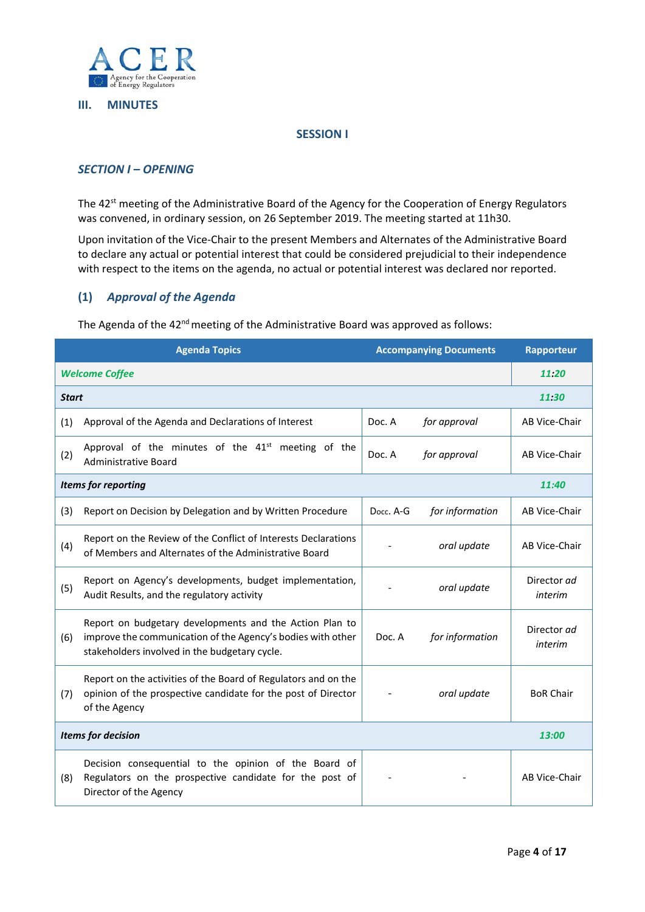## III. MINUTES

### SESSION I

### *SECTION I – OPENING*

The 42[st] meeting of the Administrative Board of the Agency for the Cooperation of Energy Regulators was convened, in ordinary session, on 26 September 2019. The meeting started at 11h30.

Upon invitation of the Vice-Chair to the present Members and Alternates of the Administrative Board to declare any actual or potential interest that could be considered prejudicial to their independence with respect to the items on the agenda, no actual or potential interest was declared nor reported.

### (1) *Approval of the Agenda*

The Agenda of the 42[nd] meeting of the Administrative Board was approved as follows:

| | Agenda Topics | Accompanying Documents | | Rapporteur |
|---|---|---|---|---|
| ***Welcome Coffee*** | | | | ***11:20*** |
| ***Start*** | | | | ***11:30*** |
| (1) | Approval of the Agenda and Declarations of Interest | Doc. A | *for approval* | AB Vice-Chair |
| (2) | Approval of the minutes of the 41[st] meeting of the Administrative Board | Doc. A | *for approval* | AB Vice-Chair |
| ***Items for reporting*** | | | | ***11:40*** |
| (3) | Report on Decision by Delegation and by Written Procedure | Docc. A-G | *for information* | AB Vice-Chair |
| (4) | Report on the Review of the Conflict of Interests Declarations of Members and Alternates of the Administrative Board | - | *oral update* | AB Vice-Chair |
| (5) | Report on Agency's developments, budget implementation, Audit Results, and the regulatory activity | - | *oral update* | Director *ad interim* |
| (6) | Report on budgetary developments and the Action Plan to improve the communication of the Agency's bodies with other stakeholders involved in the budgetary cycle. | Doc. A | *for information* | Director *ad interim* |
| (7) | Report on the activities of the Board of Regulators and on the opinion of the prospective candidate for the post of Director of the Agency | - | *oral update* | BoR Chair |
| ***Items for decision*** | | | | ***13:00*** |
| (8) | Decision consequential to the opinion of the Board of Regulators on the prospective candidate for the post of Director of the Agency | - | - | AB Vice-Chair |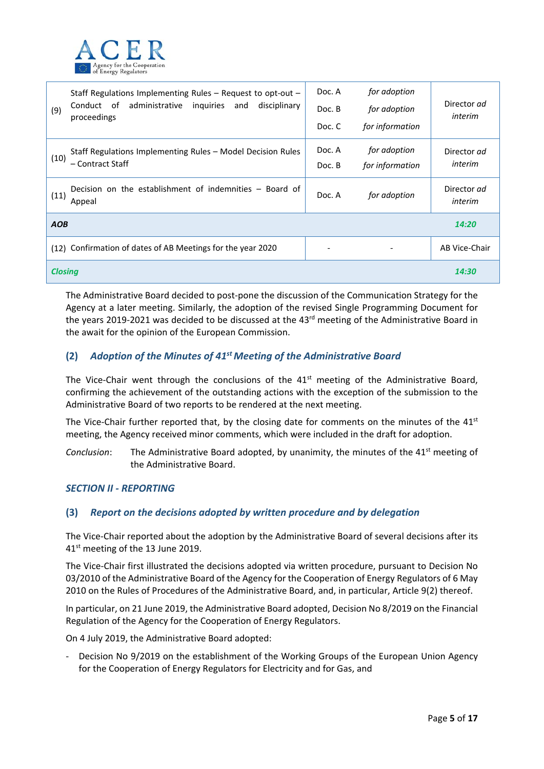| | | | | |
|---|---|---|---|---|
| (9) | Staff Regulations Implementing Rules – Request to opt-out – Conduct of administrative inquiries and disciplinary proceedings | Doc. A<br>Doc. B<br>Doc. C | *for adoption*<br>*for adoption*<br>*for information* | Director *ad interim* |
| (10) | Staff Regulations Implementing Rules – Model Decision Rules – Contract Staff | Doc. A<br>Doc. B | *for adoption*<br>*for information* | Director *ad interim* |
| (11) | Decision on the establishment of indemnities – Board of Appeal | Doc. A | *for adoption* | Director *ad interim* |
| ***AOB*** | | | | ***14:20*** |
| (12) | Confirmation of dates of AB Meetings for the year 2020 | - | - | AB Vice-Chair |
| ***Closing*** | | | | ***14:30*** |

The Administrative Board decided to post-pone the discussion of the Communication Strategy for the Agency at a later meeting. Similarly, the adoption of the revised Single Programming Document for the years 2019-2021 was decided to be discussed at the 43rd meeting of the Administrative Board in the await for the opinion of the European Commission.

## (2) *Adoption of the Minutes of 41st Meeting of the Administrative Board*

The Vice-Chair went through the conclusions of the 41st meeting of the Administrative Board, confirming the achievement of the outstanding actions with the exception of the submission to the Administrative Board of two reports to be rendered at the next meeting.

The Vice-Chair further reported that, by the closing date for comments on the minutes of the 41st meeting, the Agency received minor comments, which were included in the draft for adoption.

*Conclusion*: The Administrative Board adopted, by unanimity, the minutes of the 41st meeting of the Administrative Board.

## *SECTION II - REPORTING*

## (3) *Report on the decisions adopted by written procedure and by delegation*

The Vice-Chair reported about the adoption by the Administrative Board of several decisions after its 41st meeting of the 13 June 2019.

The Vice-Chair first illustrated the decisions adopted via written procedure, pursuant to Decision No 03/2010 of the Administrative Board of the Agency for the Cooperation of Energy Regulators of 6 May 2010 on the Rules of Procedures of the Administrative Board, and, in particular, Article 9(2) thereof.

In particular, on 21 June 2019, the Administrative Board adopted, Decision No 8/2019 on the Financial Regulation of the Agency for the Cooperation of Energy Regulators.

On 4 July 2019, the Administrative Board adopted:

- Decision No 9/2019 on the establishment of the Working Groups of the European Union Agency for the Cooperation of Energy Regulators for Electricity and for Gas, and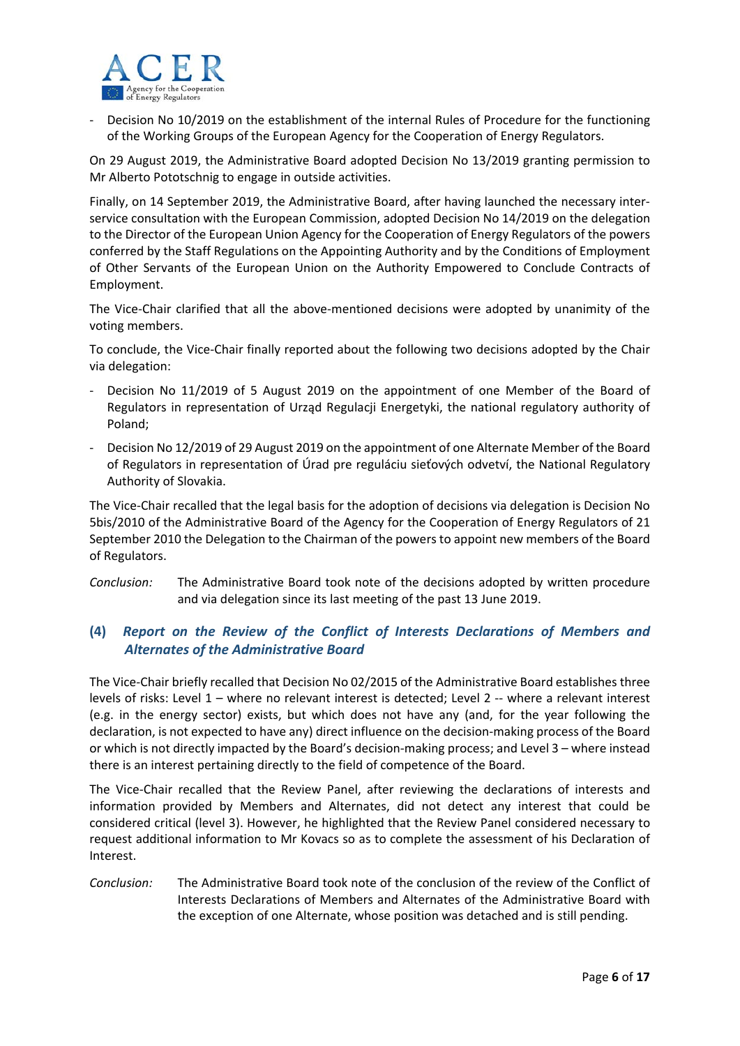- Decision No 10/2019 on the establishment of the internal Rules of Procedure for the functioning of the Working Groups of the European Agency for the Cooperation of Energy Regulators.

On 29 August 2019, the Administrative Board adopted Decision No 13/2019 granting permission to Mr Alberto Pototschnig to engage in outside activities.

Finally, on 14 September 2019, the Administrative Board, after having launched the necessary inter-service consultation with the European Commission, adopted Decision No 14/2019 on the delegation to the Director of the European Union Agency for the Cooperation of Energy Regulators of the powers conferred by the Staff Regulations on the Appointing Authority and by the Conditions of Employment of Other Servants of the European Union on the Authority Empowered to Conclude Contracts of Employment.

The Vice-Chair clarified that all the above-mentioned decisions were adopted by unanimity of the voting members.

To conclude, the Vice-Chair finally reported about the following two decisions adopted by the Chair via delegation:

- Decision No 11/2019 of 5 August 2019 on the appointment of one Member of the Board of Regulators in representation of Urząd Regulacji Energetyki, the national regulatory authority of Poland;
- Decision No 12/2019 of 29 August 2019 on the appointment of one Alternate Member of the Board of Regulators in representation of Úrad pre reguláciu sieťových odvetví, the National Regulatory Authority of Slovakia.

The Vice-Chair recalled that the legal basis for the adoption of decisions via delegation is Decision No 5bis/2010 of the Administrative Board of the Agency for the Cooperation of Energy Regulators of 21 September 2010 the Delegation to the Chairman of the powers to appoint new members of the Board of Regulators.

*Conclusion:* The Administrative Board took note of the decisions adopted by written procedure and via delegation since its last meeting of the past 13 June 2019.

## (4) *Report on the Review of the Conflict of Interests Declarations of Members and Alternates of the Administrative Board*

The Vice-Chair briefly recalled that Decision No 02/2015 of the Administrative Board establishes three levels of risks: Level 1 – where no relevant interest is detected; Level 2 -- where a relevant interest (e.g. in the energy sector) exists, but which does not have any (and, for the year following the declaration, is not expected to have any) direct influence on the decision-making process of the Board or which is not directly impacted by the Board's decision-making process; and Level 3 – where instead there is an interest pertaining directly to the field of competence of the Board.

The Vice-Chair recalled that the Review Panel, after reviewing the declarations of interests and information provided by Members and Alternates, did not detect any interest that could be considered critical (level 3). However, he highlighted that the Review Panel considered necessary to request additional information to Mr Kovacs so as to complete the assessment of his Declaration of Interest.

*Conclusion:* The Administrative Board took note of the conclusion of the review of the Conflict of Interests Declarations of Members and Alternates of the Administrative Board with the exception of one Alternate, whose position was detached and is still pending.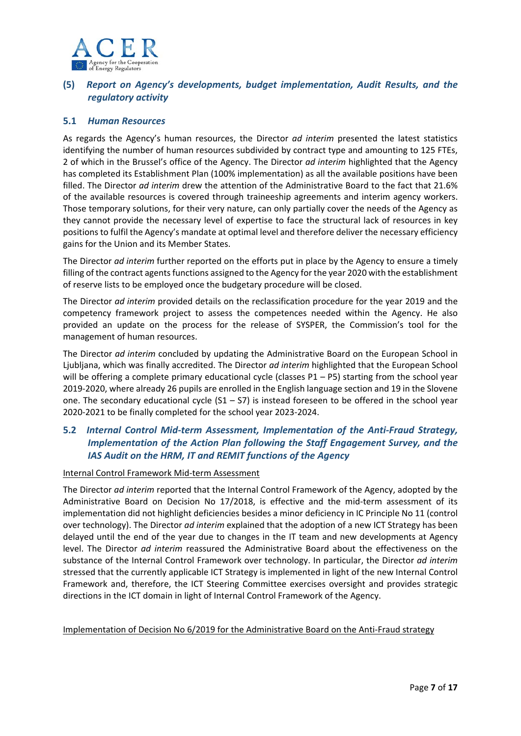## (5) *Report on Agency's developments, budget implementation, Audit Results, and the regulatory activity*

### 5.1 *Human Resources*

As regards the Agency's human resources, the Director *ad interim* presented the latest statistics identifying the number of human resources subdivided by contract type and amounting to 125 FTEs, 2 of which in the Brussel's office of the Agency. The Director *ad interim* highlighted that the Agency has completed its Establishment Plan (100% implementation) as all the available positions have been filled. The Director *ad interim* drew the attention of the Administrative Board to the fact that 21.6% of the available resources is covered through traineeship agreements and interim agency workers. Those temporary solutions, for their very nature, can only partially cover the needs of the Agency as they cannot provide the necessary level of expertise to face the structural lack of resources in key positions to fulfil the Agency's mandate at optimal level and therefore deliver the necessary efficiency gains for the Union and its Member States.

The Director *ad interim* further reported on the efforts put in place by the Agency to ensure a timely filling of the contract agents functions assigned to the Agency for the year 2020 with the establishment of reserve lists to be employed once the budgetary procedure will be closed.

The Director *ad interim* provided details on the reclassification procedure for the year 2019 and the competency framework project to assess the competences needed within the Agency. He also provided an update on the process for the release of SYSPER, the Commission's tool for the management of human resources.

The Director *ad interim* concluded by updating the Administrative Board on the European School in Ljubljana, which was finally accredited. The Director *ad interim* highlighted that the European School will be offering a complete primary educational cycle (classes P1 – P5) starting from the school year 2019-2020, where already 26 pupils are enrolled in the English language section and 19 in the Slovene one. The secondary educational cycle (S1 – S7) is instead foreseen to be offered in the school year 2020-2021 to be finally completed for the school year 2023-2024.

### 5.2 *Internal Control Mid-term Assessment, Implementation of the Anti-Fraud Strategy, Implementation of the Action Plan following the Staff Engagement Survey, and the IAS Audit on the HRM, IT and REMIT functions of the Agency*

<u>Internal Control Framework Mid-term Assessment</u>

The Director *ad interim* reported that the Internal Control Framework of the Agency, adopted by the Administrative Board on Decision No 17/2018, is effective and the mid-term assessment of its implementation did not highlight deficiencies besides a minor deficiency in IC Principle No 11 (control over technology). The Director *ad interim* explained that the adoption of a new ICT Strategy has been delayed until the end of the year due to changes in the IT team and new developments at Agency level. The Director *ad interim* reassured the Administrative Board about the effectiveness on the substance of the Internal Control Framework over technology. In particular, the Director *ad interim* stressed that the currently applicable ICT Strategy is implemented in light of the new Internal Control Framework and, therefore, the ICT Steering Committee exercises oversight and provides strategic directions in the ICT domain in light of Internal Control Framework of the Agency.

<u>Implementation of Decision No 6/2019 for the Administrative Board on the Anti-Fraud strategy</u>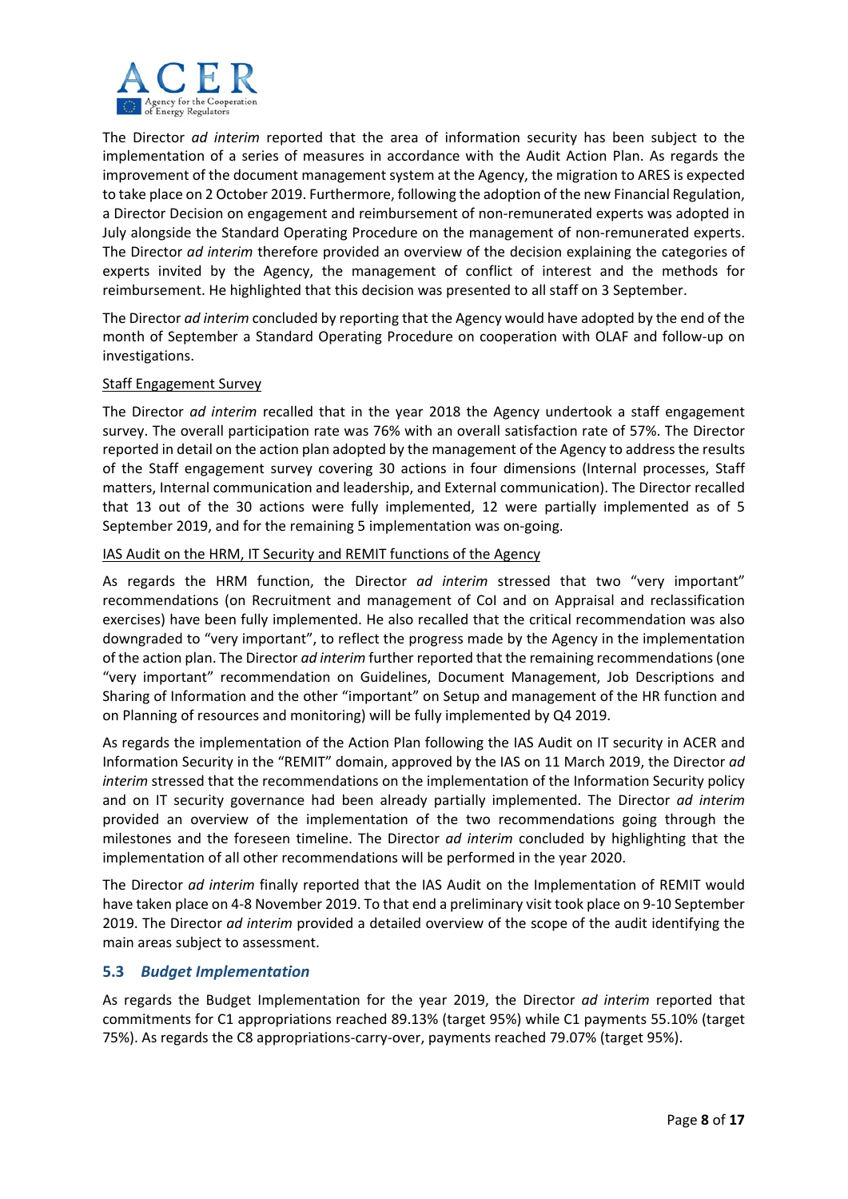The Director *ad interim* reported that the area of information security has been subject to the implementation of a series of measures in accordance with the Audit Action Plan. As regards the improvement of the document management system at the Agency, the migration to ARES is expected to take place on 2 October 2019. Furthermore, following the adoption of the new Financial Regulation, a Director Decision on engagement and reimbursement of non-remunerated experts was adopted in July alongside the Standard Operating Procedure on the management of non-remunerated experts. The Director *ad interim* therefore provided an overview of the decision explaining the categories of experts invited by the Agency, the management of conflict of interest and the methods for reimbursement. He highlighted that this decision was presented to all staff on 3 September.

The Director *ad interim* concluded by reporting that the Agency would have adopted by the end of the month of September a Standard Operating Procedure on cooperation with OLAF and follow-up on investigations.

<u>Staff Engagement Survey</u>

The Director *ad interim* recalled that in the year 2018 the Agency undertook a staff engagement survey. The overall participation rate was 76% with an overall satisfaction rate of 57%. The Director reported in detail on the action plan adopted by the management of the Agency to address the results of the Staff engagement survey covering 30 actions in four dimensions (Internal processes, Staff matters, Internal communication and leadership, and External communication). The Director recalled that 13 out of the 30 actions were fully implemented, 12 were partially implemented as of 5 September 2019, and for the remaining 5 implementation was on-going.

<u>IAS Audit on the HRM, IT Security and REMIT functions of the Agency</u>

As regards the HRM function, the Director *ad interim* stressed that two "very important" recommendations (on Recruitment and management of CoI and on Appraisal and reclassification exercises) have been fully implemented. He also recalled that the critical recommendation was also downgraded to "very important", to reflect the progress made by the Agency in the implementation of the action plan. The Director *ad interim* further reported that the remaining recommendations (one "very important" recommendation on Guidelines, Document Management, Job Descriptions and Sharing of Information and the other "important" on Setup and management of the HR function and on Planning of resources and monitoring) will be fully implemented by Q4 2019.

As regards the implementation of the Action Plan following the IAS Audit on IT security in ACER and Information Security in the "REMIT" domain, approved by the IAS on 11 March 2019, the Director *ad interim* stressed that the recommendations on the implementation of the Information Security policy and on IT security governance had been already partially implemented. The Director *ad interim* provided an overview of the implementation of the two recommendations going through the milestones and the foreseen timeline. The Director *ad interim* concluded by highlighting that the implementation of all other recommendations will be performed in the year 2020.

The Director *ad interim* finally reported that the IAS Audit on the Implementation of REMIT would have taken place on 4-8 November 2019. To that end a preliminary visit took place on 9-10 September 2019. The Director *ad interim* provided a detailed overview of the scope of the audit identifying the main areas subject to assessment.

### 5.3 *Budget Implementation*

As regards the Budget Implementation for the year 2019, the Director *ad interim* reported that commitments for C1 appropriations reached 89.13% (target 95%) while C1 payments 55.10% (target 75%). As regards the C8 appropriations-carry-over, payments reached 79.07% (target 95%).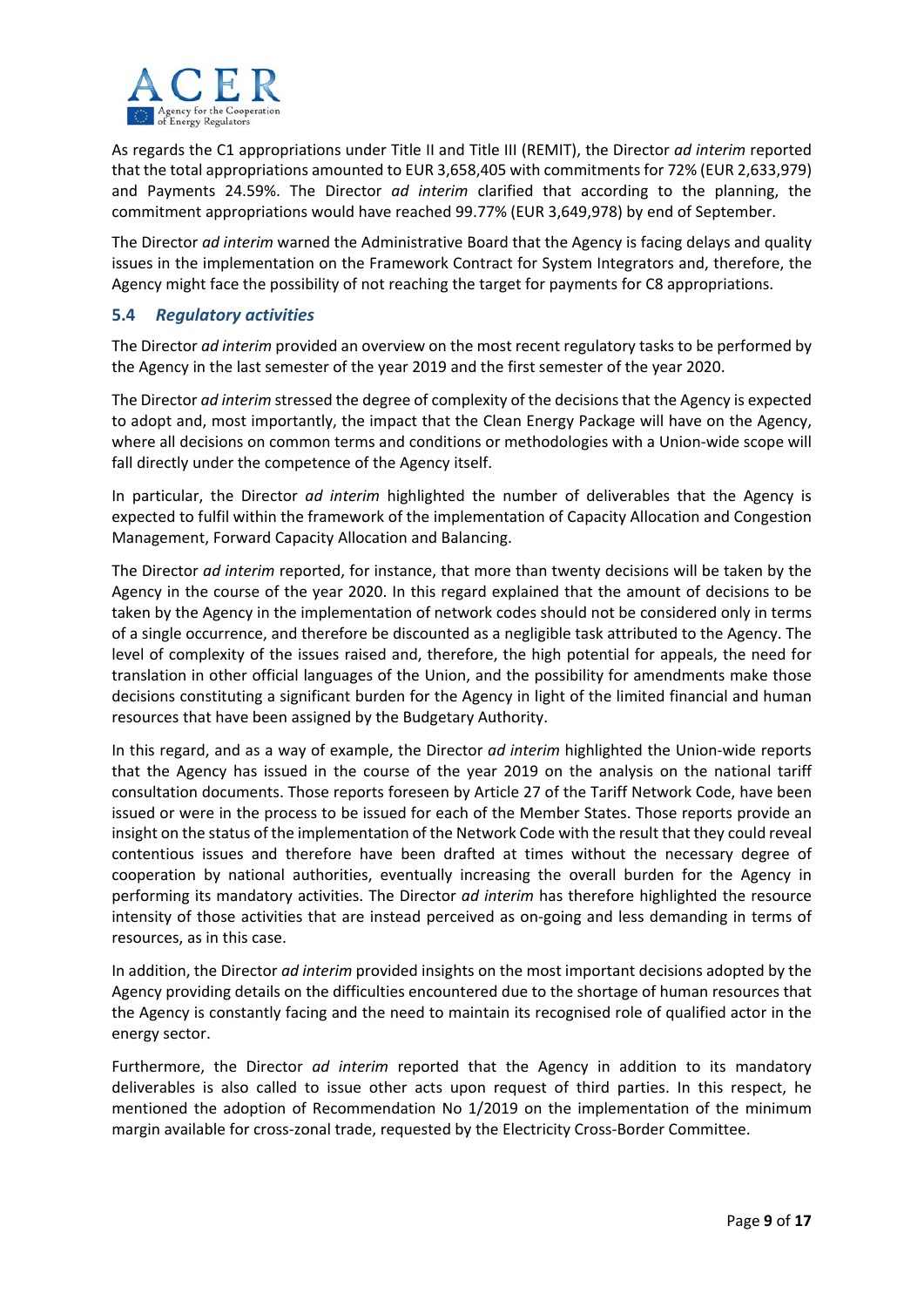As regards the C1 appropriations under Title II and Title III (REMIT), the Director *ad interim* reported that the total appropriations amounted to EUR 3,658,405 with commitments for 72% (EUR 2,633,979) and Payments 24.59%. The Director *ad interim* clarified that according to the planning, the commitment appropriations would have reached 99.77% (EUR 3,649,978) by end of September.

The Director *ad interim* warned the Administrative Board that the Agency is facing delays and quality issues in the implementation on the Framework Contract for System Integrators and, therefore, the Agency might face the possibility of not reaching the target for payments for C8 appropriations.

### 5.4 *Regulatory activities*

The Director *ad interim* provided an overview on the most recent regulatory tasks to be performed by the Agency in the last semester of the year 2019 and the first semester of the year 2020.

The Director *ad interim* stressed the degree of complexity of the decisions that the Agency is expected to adopt and, most importantly, the impact that the Clean Energy Package will have on the Agency, where all decisions on common terms and conditions or methodologies with a Union-wide scope will fall directly under the competence of the Agency itself.

In particular, the Director *ad interim* highlighted the number of deliverables that the Agency is expected to fulfil within the framework of the implementation of Capacity Allocation and Congestion Management, Forward Capacity Allocation and Balancing.

The Director *ad interim* reported, for instance, that more than twenty decisions will be taken by the Agency in the course of the year 2020. In this regard explained that the amount of decisions to be taken by the Agency in the implementation of network codes should not be considered only in terms of a single occurrence, and therefore be discounted as a negligible task attributed to the Agency. The level of complexity of the issues raised and, therefore, the high potential for appeals, the need for translation in other official languages of the Union, and the possibility for amendments make those decisions constituting a significant burden for the Agency in light of the limited financial and human resources that have been assigned by the Budgetary Authority.

In this regard, and as a way of example, the Director *ad interim* highlighted the Union-wide reports that the Agency has issued in the course of the year 2019 on the analysis on the national tariff consultation documents. Those reports foreseen by Article 27 of the Tariff Network Code, have been issued or were in the process to be issued for each of the Member States. Those reports provide an insight on the status of the implementation of the Network Code with the result that they could reveal contentious issues and therefore have been drafted at times without the necessary degree of cooperation by national authorities, eventually increasing the overall burden for the Agency in performing its mandatory activities. The Director *ad interim* has therefore highlighted the resource intensity of those activities that are instead perceived as on-going and less demanding in terms of resources, as in this case.

In addition, the Director *ad interim* provided insights on the most important decisions adopted by the Agency providing details on the difficulties encountered due to the shortage of human resources that the Agency is constantly facing and the need to maintain its recognised role of qualified actor in the energy sector.

Furthermore, the Director *ad interim* reported that the Agency in addition to its mandatory deliverables is also called to issue other acts upon request of third parties. In this respect, he mentioned the adoption of Recommendation No 1/2019 on the implementation of the minimum margin available for cross-zonal trade, requested by the Electricity Cross-Border Committee.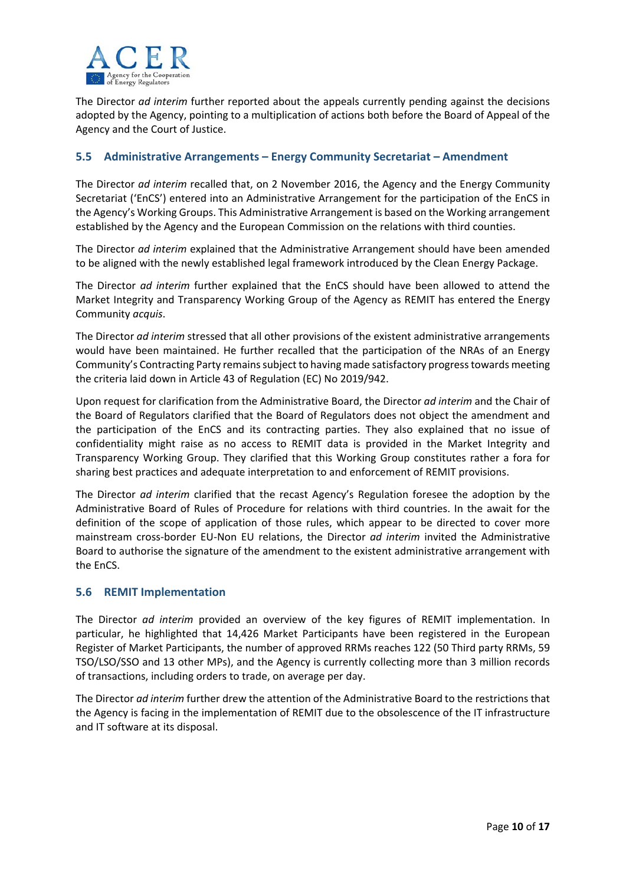The Director *ad interim* further reported about the appeals currently pending against the decisions adopted by the Agency, pointing to a multiplication of actions both before the Board of Appeal of the Agency and the Court of Justice.

### 5.5 Administrative Arrangements – Energy Community Secretariat – Amendment

The Director *ad interim* recalled that, on 2 November 2016, the Agency and the Energy Community Secretariat ('EnCS') entered into an Administrative Arrangement for the participation of the EnCS in the Agency's Working Groups. This Administrative Arrangement is based on the Working arrangement established by the Agency and the European Commission on the relations with third counties.

The Director *ad interim* explained that the Administrative Arrangement should have been amended to be aligned with the newly established legal framework introduced by the Clean Energy Package.

The Director *ad interim* further explained that the EnCS should have been allowed to attend the Market Integrity and Transparency Working Group of the Agency as REMIT has entered the Energy Community *acquis*.

The Director *ad interim* stressed that all other provisions of the existent administrative arrangements would have been maintained. He further recalled that the participation of the NRAs of an Energy Community's Contracting Party remains subject to having made satisfactory progress towards meeting the criteria laid down in Article 43 of Regulation (EC) No 2019/942.

Upon request for clarification from the Administrative Board, the Director *ad interim* and the Chair of the Board of Regulators clarified that the Board of Regulators does not object the amendment and the participation of the EnCS and its contracting parties. They also explained that no issue of confidentiality might raise as no access to REMIT data is provided in the Market Integrity and Transparency Working Group. They clarified that this Working Group constitutes rather a fora for sharing best practices and adequate interpretation to and enforcement of REMIT provisions.

The Director *ad interim* clarified that the recast Agency's Regulation foresee the adoption by the Administrative Board of Rules of Procedure for relations with third countries. In the await for the definition of the scope of application of those rules, which appear to be directed to cover more mainstream cross-border EU-Non EU relations, the Director *ad interim* invited the Administrative Board to authorise the signature of the amendment to the existent administrative arrangement with the EnCS.

### 5.6 REMIT Implementation

The Director *ad interim* provided an overview of the key figures of REMIT implementation. In particular, he highlighted that 14,426 Market Participants have been registered in the European Register of Market Participants, the number of approved RRMs reaches 122 (50 Third party RRMs, 59 TSO/LSO/SSO and 13 other MPs), and the Agency is currently collecting more than 3 million records of transactions, including orders to trade, on average per day.

The Director *ad interim* further drew the attention of the Administrative Board to the restrictions that the Agency is facing in the implementation of REMIT due to the obsolescence of the IT infrastructure and IT software at its disposal.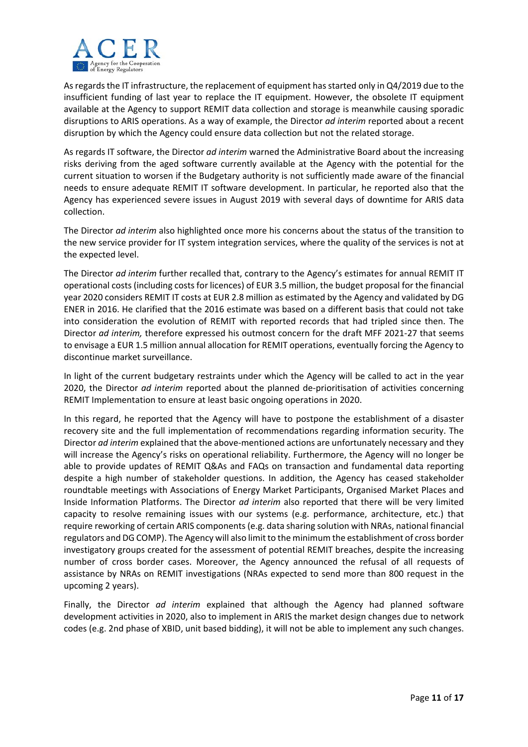As regards the IT infrastructure, the replacement of equipment has started only in Q4/2019 due to the insufficient funding of last year to replace the IT equipment. However, the obsolete IT equipment available at the Agency to support REMIT data collection and storage is meanwhile causing sporadic disruptions to ARIS operations. As a way of example, the Director *ad interim* reported about a recent disruption by which the Agency could ensure data collection but not the related storage.

As regards IT software, the Director *ad interim* warned the Administrative Board about the increasing risks deriving from the aged software currently available at the Agency with the potential for the current situation to worsen if the Budgetary authority is not sufficiently made aware of the financial needs to ensure adequate REMIT IT software development. In particular, he reported also that the Agency has experienced severe issues in August 2019 with several days of downtime for ARIS data collection.

The Director *ad interim* also highlighted once more his concerns about the status of the transition to the new service provider for IT system integration services, where the quality of the services is not at the expected level.

The Director *ad interim* further recalled that, contrary to the Agency's estimates for annual REMIT IT operational costs (including costs for licences) of EUR 3.5 million, the budget proposal for the financial year 2020 considers REMIT IT costs at EUR 2.8 million as estimated by the Agency and validated by DG ENER in 2016. He clarified that the 2016 estimate was based on a different basis that could not take into consideration the evolution of REMIT with reported records that had tripled since then. The Director *ad interim,* therefore expressed his outmost concern for the draft MFF 2021-27 that seems to envisage a EUR 1.5 million annual allocation for REMIT operations, eventually forcing the Agency to discontinue market surveillance.

In light of the current budgetary restraints under which the Agency will be called to act in the year 2020, the Director *ad interim* reported about the planned de-prioritisation of activities concerning REMIT Implementation to ensure at least basic ongoing operations in 2020.

In this regard, he reported that the Agency will have to postpone the establishment of a disaster recovery site and the full implementation of recommendations regarding information security. The Director *ad interim* explained that the above-mentioned actions are unfortunately necessary and they will increase the Agency's risks on operational reliability. Furthermore, the Agency will no longer be able to provide updates of REMIT Q&As and FAQs on transaction and fundamental data reporting despite a high number of stakeholder questions. In addition, the Agency has ceased stakeholder roundtable meetings with Associations of Energy Market Participants, Organised Market Places and Inside Information Platforms. The Director *ad interim* also reported that there will be very limited capacity to resolve remaining issues with our systems (e.g. performance, architecture, etc.) that require reworking of certain ARIS components (e.g. data sharing solution with NRAs, national financial regulators and DG COMP). The Agency will also limit to the minimum the establishment of cross border investigatory groups created for the assessment of potential REMIT breaches, despite the increasing number of cross border cases. Moreover, the Agency announced the refusal of all requests of assistance by NRAs on REMIT investigations (NRAs expected to send more than 800 request in the upcoming 2 years).

Finally, the Director *ad interim* explained that although the Agency had planned software development activities in 2020, also to implement in ARIS the market design changes due to network codes (e.g. 2nd phase of XBID, unit based bidding), it will not be able to implement any such changes.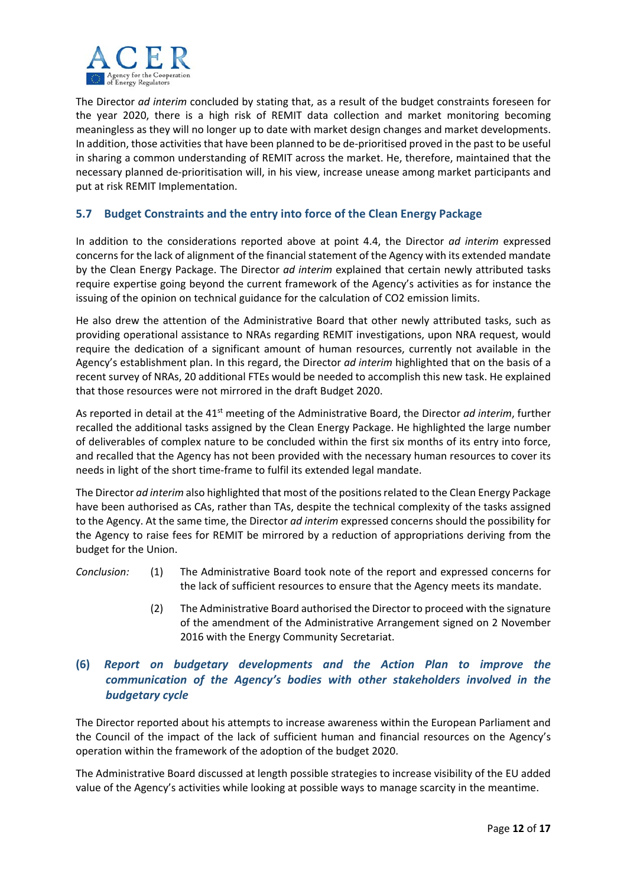The Director *ad interim* concluded by stating that, as a result of the budget constraints foreseen for the year 2020, there is a high risk of REMIT data collection and market monitoring becoming meaningless as they will no longer up to date with market design changes and market developments. In addition, those activities that have been planned to be de-prioritised proved in the past to be useful in sharing a common understanding of REMIT across the market. He, therefore, maintained that the necessary planned de-prioritisation will, in his view, increase unease among market participants and put at risk REMIT Implementation.

### 5.7 Budget Constraints and the entry into force of the Clean Energy Package

In addition to the considerations reported above at point 4.4, the Director *ad interim* expressed concerns for the lack of alignment of the financial statement of the Agency with its extended mandate by the Clean Energy Package. The Director *ad interim* explained that certain newly attributed tasks require expertise going beyond the current framework of the Agency's activities as for instance the issuing of the opinion on technical guidance for the calculation of $CO_2$ emission limits.

He also drew the attention of the Administrative Board that other newly attributed tasks, such as providing operational assistance to NRAs regarding REMIT investigations, upon NRA request, would require the dedication of a significant amount of human resources, currently not available in the Agency's establishment plan. In this regard, the Director *ad interim* highlighted that on the basis of a recent survey of NRAs, 20 additional FTEs would be needed to accomplish this new task. He explained that those resources were not mirrored in the draft Budget 2020.

As reported in detail at the 41st meeting of the Administrative Board, the Director *ad interim*, further recalled the additional tasks assigned by the Clean Energy Package. He highlighted the large number of deliverables of complex nature to be concluded within the first six months of its entry into force, and recalled that the Agency has not been provided with the necessary human resources to cover its needs in light of the short time-frame to fulfil its extended legal mandate.

The Director *ad interim* also highlighted that most of the positions related to the Clean Energy Package have been authorised as CAs, rather than TAs, despite the technical complexity of the tasks assigned to the Agency. At the same time, the Director *ad interim* expressed concerns should the possibility for the Agency to raise fees for REMIT be mirrored by a reduction of appropriations deriving from the budget for the Union.

*Conclusion:*

(1) The Administrative Board took note of the report and expressed concerns for the lack of sufficient resources to ensure that the Agency meets its mandate.

(2) The Administrative Board authorised the Director to proceed with the signature of the amendment of the Administrative Arrangement signed on 2 November 2016 with the Energy Community Secretariat.

## (6) *Report on budgetary developments and the Action Plan to improve the communication of the Agency's bodies with other stakeholders involved in the budgetary cycle*

The Director reported about his attempts to increase awareness within the European Parliament and the Council of the impact of the lack of sufficient human and financial resources on the Agency's operation within the framework of the adoption of the budget 2020.

The Administrative Board discussed at length possible strategies to increase visibility of the EU added value of the Agency's activities while looking at possible ways to manage scarcity in the meantime.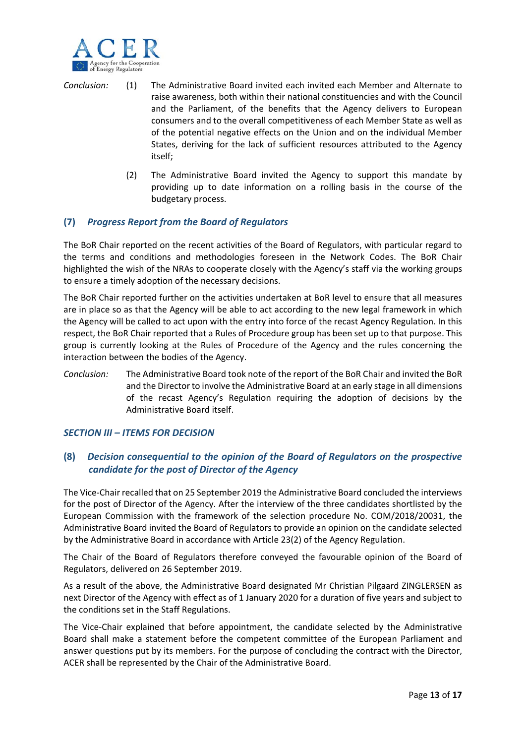*Conclusion:* (1) The Administrative Board invited each invited each Member and Alternate to raise awareness, both within their national constituencies and with the Council and the Parliament, of the benefits that the Agency delivers to European consumers and to the overall competitiveness of each Member State as well as of the potential negative effects on the Union and on the individual Member States, deriving for the lack of sufficient resources attributed to the Agency itself;

(2) The Administrative Board invited the Agency to support this mandate by providing up to date information on a rolling basis in the course of the budgetary process.

## (7) *Progress Report from the Board of Regulators*

The BoR Chair reported on the recent activities of the Board of Regulators, with particular regard to the terms and conditions and methodologies foreseen in the Network Codes. The BoR Chair highlighted the wish of the NRAs to cooperate closely with the Agency's staff via the working groups to ensure a timely adoption of the necessary decisions.

The BoR Chair reported further on the activities undertaken at BoR level to ensure that all measures are in place so as that the Agency will be able to act according to the new legal framework in which the Agency will be called to act upon with the entry into force of the recast Agency Regulation. In this respect, the BoR Chair reported that a Rules of Procedure group has been set up to that purpose. This group is currently looking at the Rules of Procedure of the Agency and the rules concerning the interaction between the bodies of the Agency.

*Conclusion:* The Administrative Board took note of the report of the BoR Chair and invited the BoR and the Director to involve the Administrative Board at an early stage in all dimensions of the recast Agency's Regulation requiring the adoption of decisions by the Administrative Board itself.

## *SECTION III – ITEMS FOR DECISION*

## (8) *Decision consequential to the opinion of the Board of Regulators on the prospective candidate for the post of Director of the Agency*

The Vice-Chair recalled that on 25 September 2019 the Administrative Board concluded the interviews for the post of Director of the Agency. After the interview of the three candidates shortlisted by the European Commission with the framework of the selection procedure No. COM/2018/20031, the Administrative Board invited the Board of Regulators to provide an opinion on the candidate selected by the Administrative Board in accordance with Article 23(2) of the Agency Regulation.

The Chair of the Board of Regulators therefore conveyed the favourable opinion of the Board of Regulators, delivered on 26 September 2019.

As a result of the above, the Administrative Board designated Mr Christian Pilgaard ZINGLERSEN as next Director of the Agency with effect as of 1 January 2020 for a duration of five years and subject to the conditions set in the Staff Regulations.

The Vice-Chair explained that before appointment, the candidate selected by the Administrative Board shall make a statement before the competent committee of the European Parliament and answer questions put by its members. For the purpose of concluding the contract with the Director, ACER shall be represented by the Chair of the Administrative Board.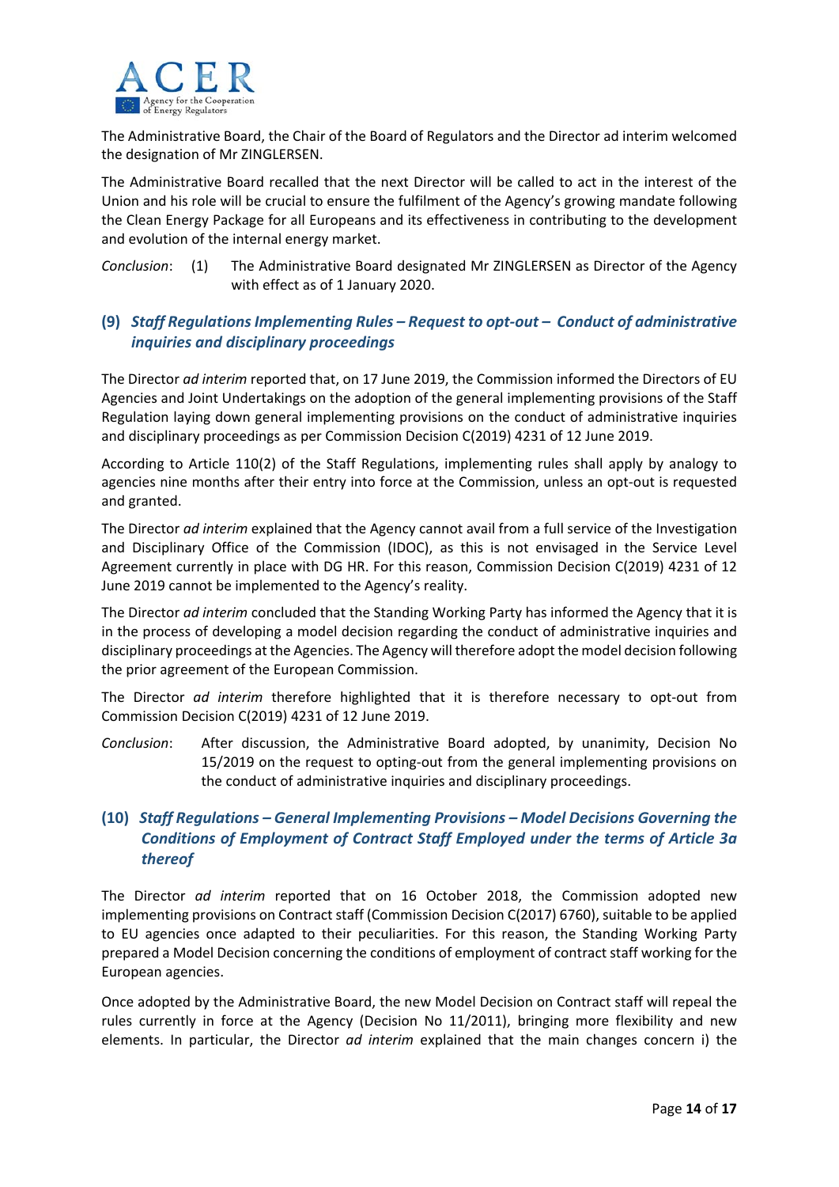The Administrative Board, the Chair of the Board of Regulators and the Director ad interim welcomed the designation of Mr ZINGLERSEN.

The Administrative Board recalled that the next Director will be called to act in the interest of the Union and his role will be crucial to ensure the fulfilment of the Agency's growing mandate following the Clean Energy Package for all Europeans and its effectiveness in contributing to the development and evolution of the internal energy market.

*Conclusion*: (1) The Administrative Board designated Mr ZINGLERSEN as Director of the Agency with effect as of 1 January 2020.

### (9) *Staff Regulations Implementing Rules – Request to opt-out – Conduct of administrative inquiries and disciplinary proceedings*

The Director *ad interim* reported that, on 17 June 2019, the Commission informed the Directors of EU Agencies and Joint Undertakings on the adoption of the general implementing provisions of the Staff Regulation laying down general implementing provisions on the conduct of administrative inquiries and disciplinary proceedings as per Commission Decision C(2019) 4231 of 12 June 2019.

According to Article 110(2) of the Staff Regulations, implementing rules shall apply by analogy to agencies nine months after their entry into force at the Commission, unless an opt-out is requested and granted.

The Director *ad interim* explained that the Agency cannot avail from a full service of the Investigation and Disciplinary Office of the Commission (IDOC), as this is not envisaged in the Service Level Agreement currently in place with DG HR. For this reason, Commission Decision C(2019) 4231 of 12 June 2019 cannot be implemented to the Agency's reality.

The Director *ad interim* concluded that the Standing Working Party has informed the Agency that it is in the process of developing a model decision regarding the conduct of administrative inquiries and disciplinary proceedings at the Agencies. The Agency will therefore adopt the model decision following the prior agreement of the European Commission.

The Director *ad interim* therefore highlighted that it is therefore necessary to opt-out from Commission Decision C(2019) 4231 of 12 June 2019.

*Conclusion*: After discussion, the Administrative Board adopted, by unanimity, Decision No 15/2019 on the request to opting-out from the general implementing provisions on the conduct of administrative inquiries and disciplinary proceedings.

### (10) *Staff Regulations – General Implementing Provisions – Model Decisions Governing the Conditions of Employment of Contract Staff Employed under the terms of Article 3a thereof*

The Director *ad interim* reported that on 16 October 2018, the Commission adopted new implementing provisions on Contract staff (Commission Decision C(2017) 6760), suitable to be applied to EU agencies once adapted to their peculiarities. For this reason, the Standing Working Party prepared a Model Decision concerning the conditions of employment of contract staff working for the European agencies.

Once adopted by the Administrative Board, the new Model Decision on Contract staff will repeal the rules currently in force at the Agency (Decision No 11/2011), bringing more flexibility and new elements. In particular, the Director *ad interim* explained that the main changes concern i) the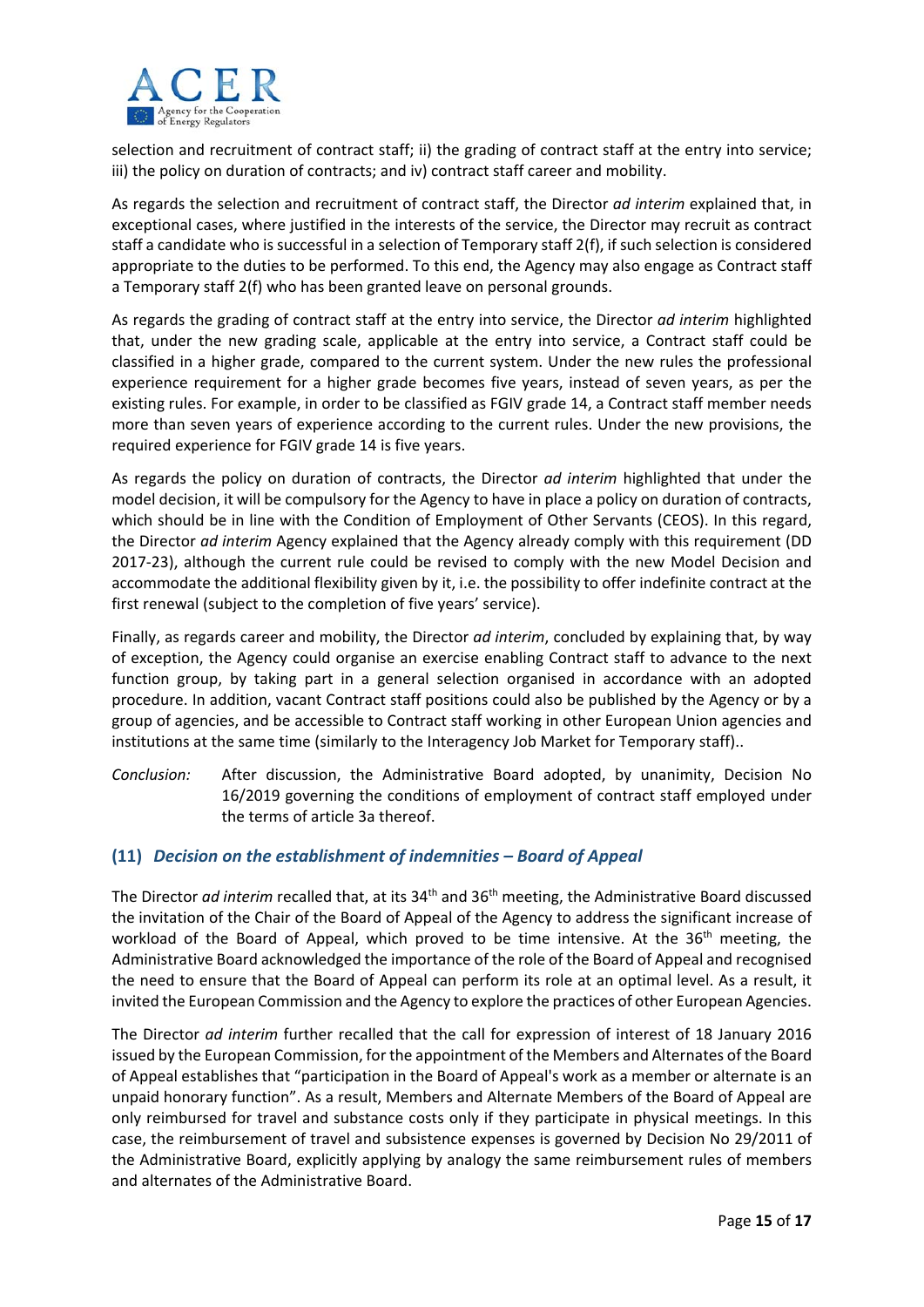selection and recruitment of contract staff; ii) the grading of contract staff at the entry into service; iii) the policy on duration of contracts; and iv) contract staff career and mobility.

As regards the selection and recruitment of contract staff, the Director *ad interim* explained that, in exceptional cases, where justified in the interests of the service, the Director may recruit as contract staff a candidate who is successful in a selection of Temporary staff 2(f), if such selection is considered appropriate to the duties to be performed. To this end, the Agency may also engage as Contract staff a Temporary staff 2(f) who has been granted leave on personal grounds.

As regards the grading of contract staff at the entry into service, the Director *ad interim* highlighted that, under the new grading scale, applicable at the entry into service, a Contract staff could be classified in a higher grade, compared to the current system. Under the new rules the professional experience requirement for a higher grade becomes five years, instead of seven years, as per the existing rules. For example, in order to be classified as FGIV grade 14, a Contract staff member needs more than seven years of experience according to the current rules. Under the new provisions, the required experience for FGIV grade 14 is five years.

As regards the policy on duration of contracts, the Director *ad interim* highlighted that under the model decision, it will be compulsory for the Agency to have in place a policy on duration of contracts, which should be in line with the Condition of Employment of Other Servants (CEOS). In this regard, the Director *ad interim* Agency explained that the Agency already comply with this requirement (DD 2017-23), although the current rule could be revised to comply with the new Model Decision and accommodate the additional flexibility given by it, i.e. the possibility to offer indefinite contract at the first renewal (subject to the completion of five years' service).

Finally, as regards career and mobility, the Director *ad interim*, concluded by explaining that, by way of exception, the Agency could organise an exercise enabling Contract staff to advance to the next function group, by taking part in a general selection organised in accordance with an adopted procedure. In addition, vacant Contract staff positions could also be published by the Agency or by a group of agencies, and be accessible to Contract staff working in other European Union agencies and institutions at the same time (similarly to the Interagency Job Market for Temporary staff)..

*Conclusion:* After discussion, the Administrative Board adopted, by unanimity, Decision No 16/2019 governing the conditions of employment of contract staff employed under the terms of article 3a thereof.

### (11) *Decision on the establishment of indemnities – Board of Appeal*

The Director *ad interim* recalled that, at its 34th and 36th meeting, the Administrative Board discussed the invitation of the Chair of the Board of Appeal of the Agency to address the significant increase of workload of the Board of Appeal, which proved to be time intensive. At the 36th meeting, the Administrative Board acknowledged the importance of the role of the Board of Appeal and recognised the need to ensure that the Board of Appeal can perform its role at an optimal level. As a result, it invited the European Commission and the Agency to explore the practices of other European Agencies.

The Director *ad interim* further recalled that the call for expression of interest of 18 January 2016 issued by the European Commission, for the appointment of the Members and Alternates of the Board of Appeal establishes that "participation in the Board of Appeal's work as a member or alternate is an unpaid honorary function". As a result, Members and Alternate Members of the Board of Appeal are only reimbursed for travel and substance costs only if they participate in physical meetings. In this case, the reimbursement of travel and subsistence expenses is governed by Decision No 29/2011 of the Administrative Board, explicitly applying by analogy the same reimbursement rules of members and alternates of the Administrative Board.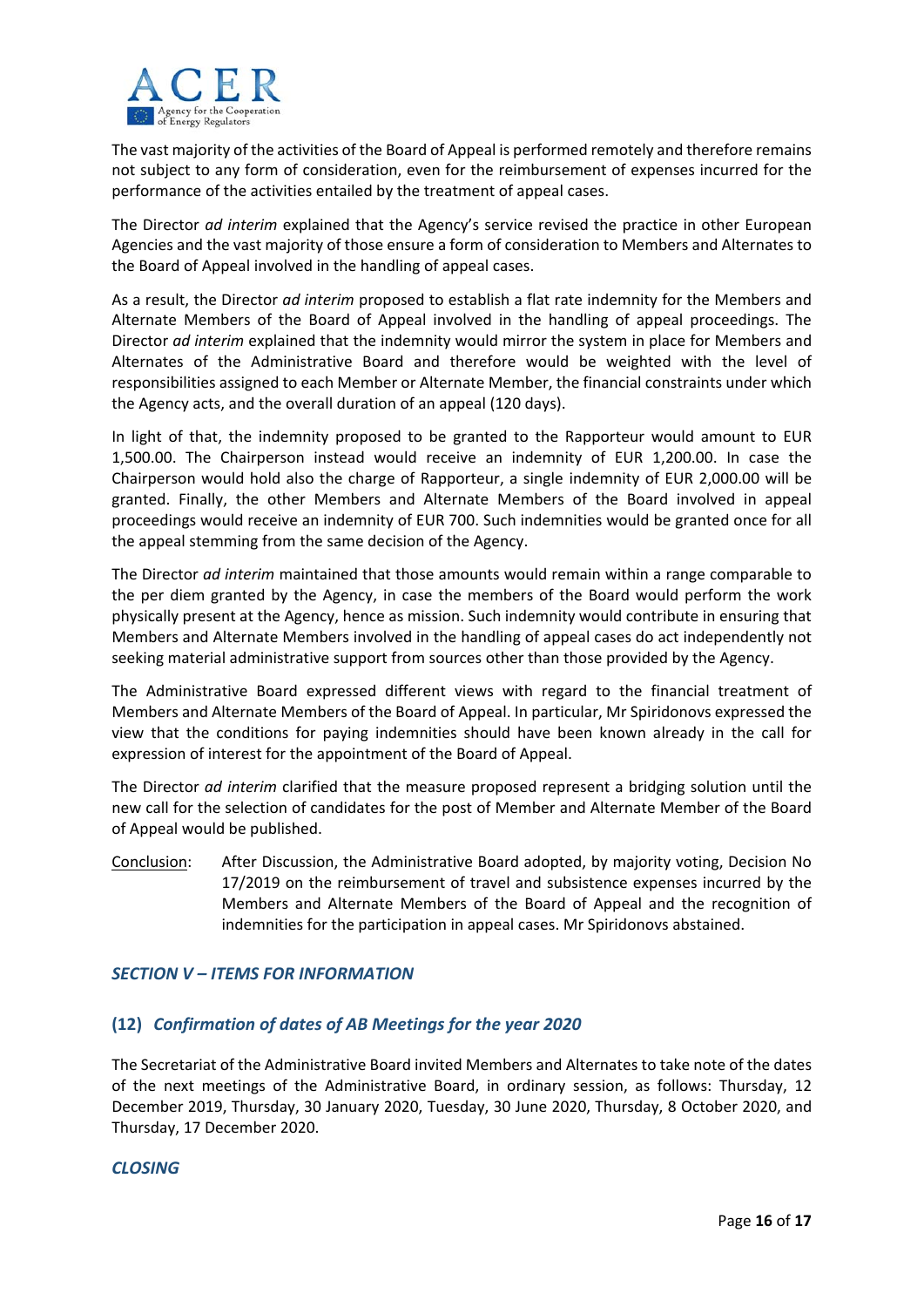The vast majority of the activities of the Board of Appeal is performed remotely and therefore remains not subject to any form of consideration, even for the reimbursement of expenses incurred for the performance of the activities entailed by the treatment of appeal cases.

The Director *ad interim* explained that the Agency's service revised the practice in other European Agencies and the vast majority of those ensure a form of consideration to Members and Alternates to the Board of Appeal involved in the handling of appeal cases.

As a result, the Director *ad interim* proposed to establish a flat rate indemnity for the Members and Alternate Members of the Board of Appeal involved in the handling of appeal proceedings. The Director *ad interim* explained that the indemnity would mirror the system in place for Members and Alternates of the Administrative Board and therefore would be weighted with the level of responsibilities assigned to each Member or Alternate Member, the financial constraints under which the Agency acts, and the overall duration of an appeal (120 days).

In light of that, the indemnity proposed to be granted to the Rapporteur would amount to EUR 1,500.00. The Chairperson instead would receive an indemnity of EUR 1,200.00. In case the Chairperson would hold also the charge of Rapporteur, a single indemnity of EUR 2,000.00 will be granted. Finally, the other Members and Alternate Members of the Board involved in appeal proceedings would receive an indemnity of EUR 700. Such indemnities would be granted once for all the appeal stemming from the same decision of the Agency.

The Director *ad interim* maintained that those amounts would remain within a range comparable to the per diem granted by the Agency, in case the members of the Board would perform the work physically present at the Agency, hence as mission. Such indemnity would contribute in ensuring that Members and Alternate Members involved in the handling of appeal cases do act independently not seeking material administrative support from sources other than those provided by the Agency.

The Administrative Board expressed different views with regard to the financial treatment of Members and Alternate Members of the Board of Appeal. In particular, Mr Spiridonovs expressed the view that the conditions for paying indemnities should have been known already in the call for expression of interest for the appointment of the Board of Appeal.

The Director *ad interim* clarified that the measure proposed represent a bridging solution until the new call for the selection of candidates for the post of Member and Alternate Member of the Board of Appeal would be published.

<u>Conclusion</u>: After Discussion, the Administrative Board adopted, by majority voting, Decision No 17/2019 on the reimbursement of travel and subsistence expenses incurred by the Members and Alternate Members of the Board of Appeal and the recognition of indemnities for the participation in appeal cases. Mr Spiridonovs abstained.

## *SECTION V – ITEMS FOR INFORMATION*

### (12) *Confirmation of dates of AB Meetings for the year 2020*

The Secretariat of the Administrative Board invited Members and Alternates to take note of the dates of the next meetings of the Administrative Board, in ordinary session, as follows: Thursday, 12 December 2019, Thursday, 30 January 2020, Tuesday, 30 June 2020, Thursday, 8 October 2020, and Thursday, 17 December 2020.

## *CLOSING*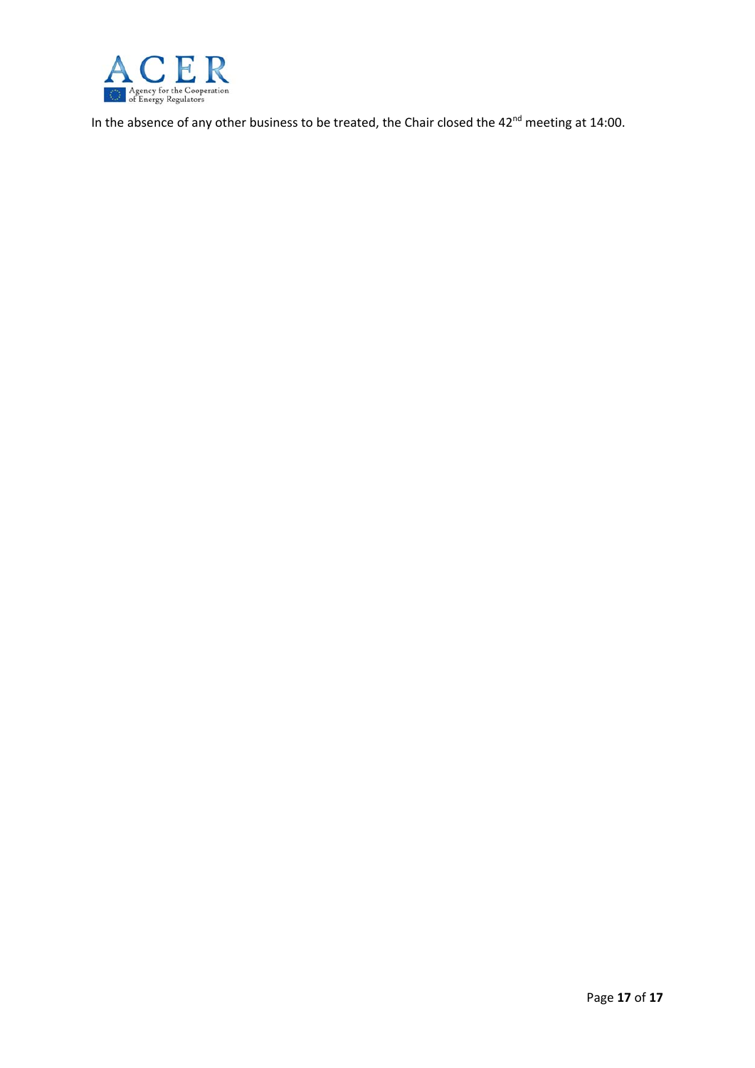In the absence of any other business to be treated, the Chair closed the 42nd meeting at 14:00.